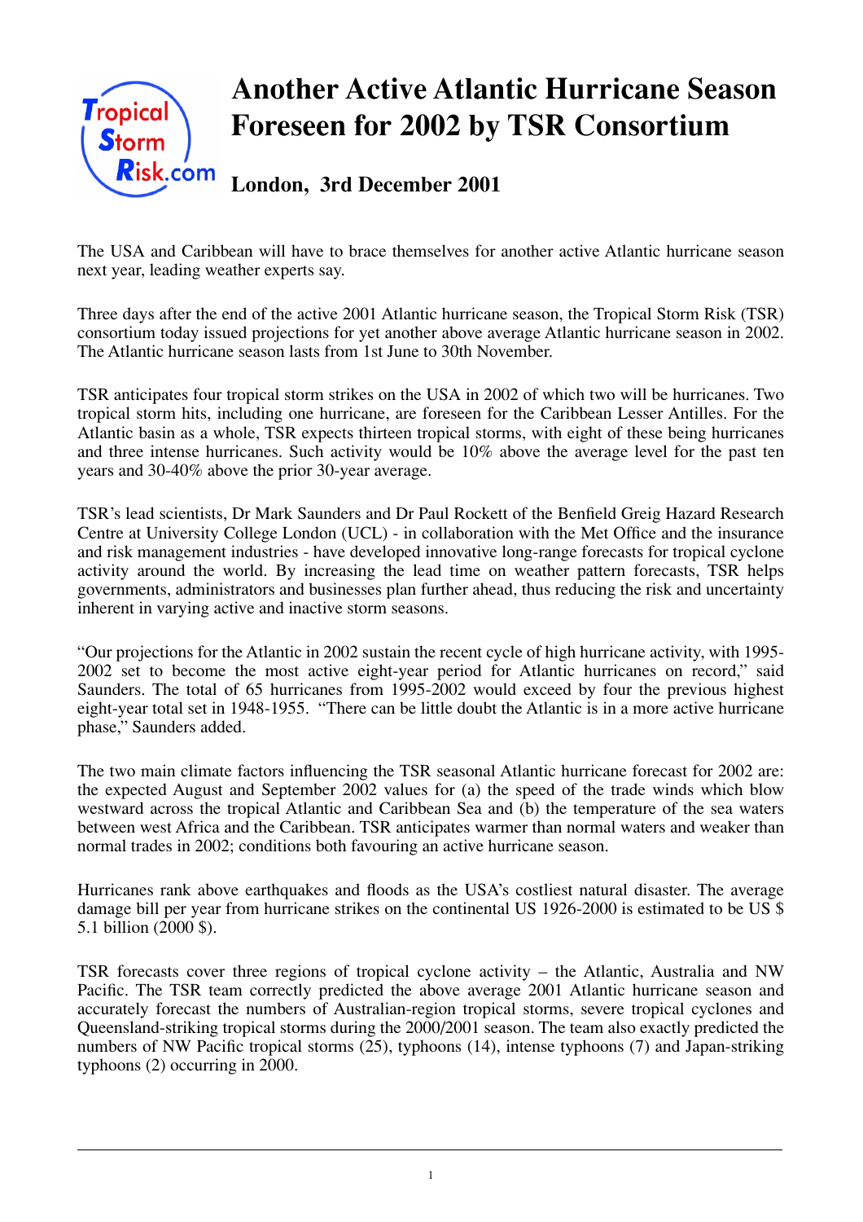# Another Active Atlantic Hurricane Season Foreseen for 2002 by TSR Consortium

## London, 3rd December 2001

The USA and Caribbean will have to brace themselves for another active Atlantic hurricane season next year, leading weather experts say.

Three days after the end of the active 2001 Atlantic hurricane season, the Tropical Storm Risk (TSR) consortium today issued projections for yet another above average Atlantic hurricane season in 2002. The Atlantic hurricane season lasts from 1st June to 30th November.

TSR anticipates four tropical storm strikes on the USA in 2002 of which two will be hurricanes. Two tropical storm hits, including one hurricane, are foreseen for the Caribbean Lesser Antilles. For the Atlantic basin as a whole, TSR expects thirteen tropical storms, with eight of these being hurricanes and three intense hurricanes. Such activity would be 10% above the average level for the past ten years and 30-40% above the prior 30-year average.

TSR's lead scientists, Dr Mark Saunders and Dr Paul Rockett of the Benfield Greig Hazard Research Centre at University College London (UCL) - in collaboration with the Met Office and the insurance and risk management industries - have developed innovative long-range forecasts for tropical cyclone activity around the world. By increasing the lead time on weather pattern forecasts, TSR helps governments, administrators and businesses plan further ahead, thus reducing the risk and uncertainty inherent in varying active and inactive storm seasons.

"Our projections for the Atlantic in 2002 sustain the recent cycle of high hurricane activity, with 1995-2002 set to become the most active eight-year period for Atlantic hurricanes on record," said Saunders. The total of 65 hurricanes from 1995-2002 would exceed by four the previous highest eight-year total set in 1948-1955. "There can be little doubt the Atlantic is in a more active hurricane phase," Saunders added.

The two main climate factors influencing the TSR seasonal Atlantic hurricane forecast for 2002 are: the expected August and September 2002 values for (a) the speed of the trade winds which blow westward across the tropical Atlantic and Caribbean Sea and (b) the temperature of the sea waters between west Africa and the Caribbean. TSR anticipates warmer than normal waters and weaker than normal trades in 2002; conditions both favouring an active hurricane season.

Hurricanes rank above earthquakes and floods as the USA's costliest natural disaster. The average damage bill per year from hurricane strikes on the continental US 1926-2000 is estimated to be US $ 5.1 billion (2000 $).

TSR forecasts cover three regions of tropical cyclone activity – the Atlantic, Australia and NW Pacific. The TSR team correctly predicted the above average 2001 Atlantic hurricane season and accurately forecast the numbers of Australian-region tropical storms, severe tropical cyclones and Queensland-striking tropical storms during the 2000/2001 season. The team also exactly predicted the numbers of NW Pacific tropical storms (25), typhoons (14), intense typhoons (7) and Japan-striking typhoons (2) occurring in 2000.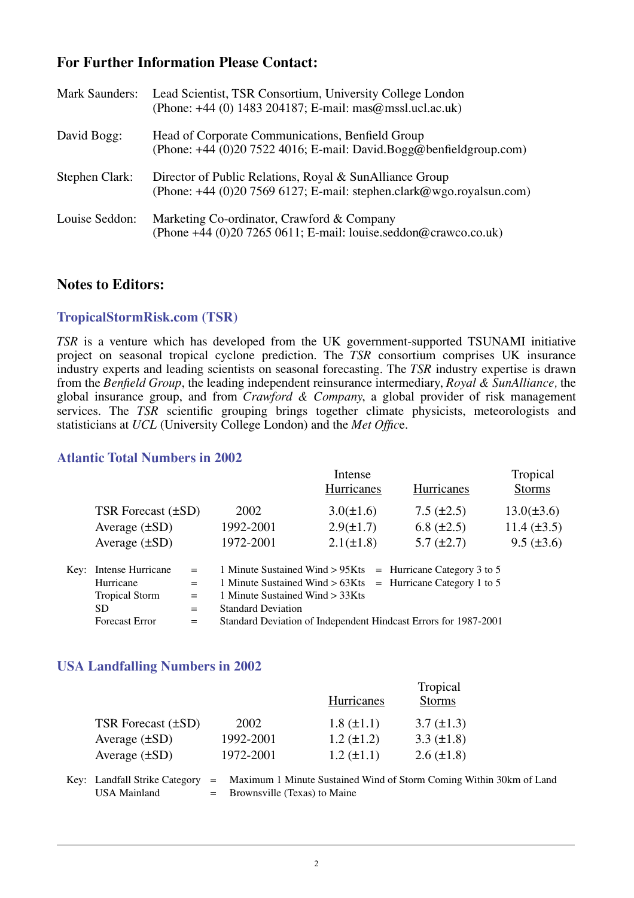## For Further Information Please Contact:

Mark Saunders: Lead Scientist, TSR Consortium, University College London
(Phone: +44 (0) 1483 204187; E-mail: mas@mssl.ucl.ac.uk)

David Bogg: Head of Corporate Communications, Benfield Group
(Phone: +44 (0)20 7522 4016; E-mail: David.Bogg@benfieldgroup.com)

Stephen Clark: Director of Public Relations, Royal & SunAlliance Group
(Phone: +44 (0)20 7569 6127; E-mail: stephen.clark@wgo.royalsun.com)

Louise Seddon: Marketing Co-ordinator, Crawford & Company
(Phone +44 (0)20 7265 0611; E-mail: louise.seddon@crawco.co.uk)

## Notes to Editors:

### TropicalStormRisk.com (TSR)

*TSR* is a venture which has developed from the UK government-supported TSUNAMI initiative project on seasonal tropical cyclone prediction. The *TSR* consortium comprises UK insurance industry experts and leading scientists on seasonal forecasting. The *TSR* industry expertise is drawn from the *Benfield Group*, the leading independent reinsurance intermediary, *Royal & SunAlliance,* the global insurance group, and from *Crawford & Company*, a global provider of risk management services. The *TSR* scientific grouping brings together climate physicists, meteorologists and statisticians at *UCL* (University College London) and the *Met Office*.

### Atlantic Total Numbers in 2002

| | | Intense Hurricanes | Hurricanes | Tropical Storms |
|---|---|---|---|---|
| TSR Forecast (±SD) | 2002 | 3.0(±1.6) | 7.5 (±2.5) | 13.0(±3.6) |
| Average (±SD) | 1992-2001 | 2.9(±1.7) | 6.8 (±2.5) | 11.4 (±3.5) |
| Average (±SD) | 1972-2001 | 2.1(±1.8) | 5.7 (±2.7) | 9.5 (±3.6) |

Key:
- Intense Hurricane = 1 Minute Sustained Wind > 95Kts = Hurricane Category 3 to 5
- Hurricane = 1 Minute Sustained Wind > 63Kts = Hurricane Category 1 to 5
- Tropical Storm = 1 Minute Sustained Wind > 33Kts
- SD = Standard Deviation
- Forecast Error = Standard Deviation of Independent Hindcast Errors for 1987-2001

### USA Landfalling Numbers in 2002

| | | Hurricanes | Tropical Storms |
|---|---|---|---|
| TSR Forecast (±SD) | 2002 | 1.8 (±1.1) | 3.7 (±1.3) |
| Average (±SD) | 1992-2001 | 1.2 (±1.2) | 3.3 (±1.8) |
| Average (±SD) | 1972-2001 | 1.2 (±1.1) | 2.6 (±1.8) |

Key:
- Landfall Strike Category = Maximum 1 Minute Sustained Wind of Storm Coming Within 30km of Land
- USA Mainland = Brownsville (Texas) to Maine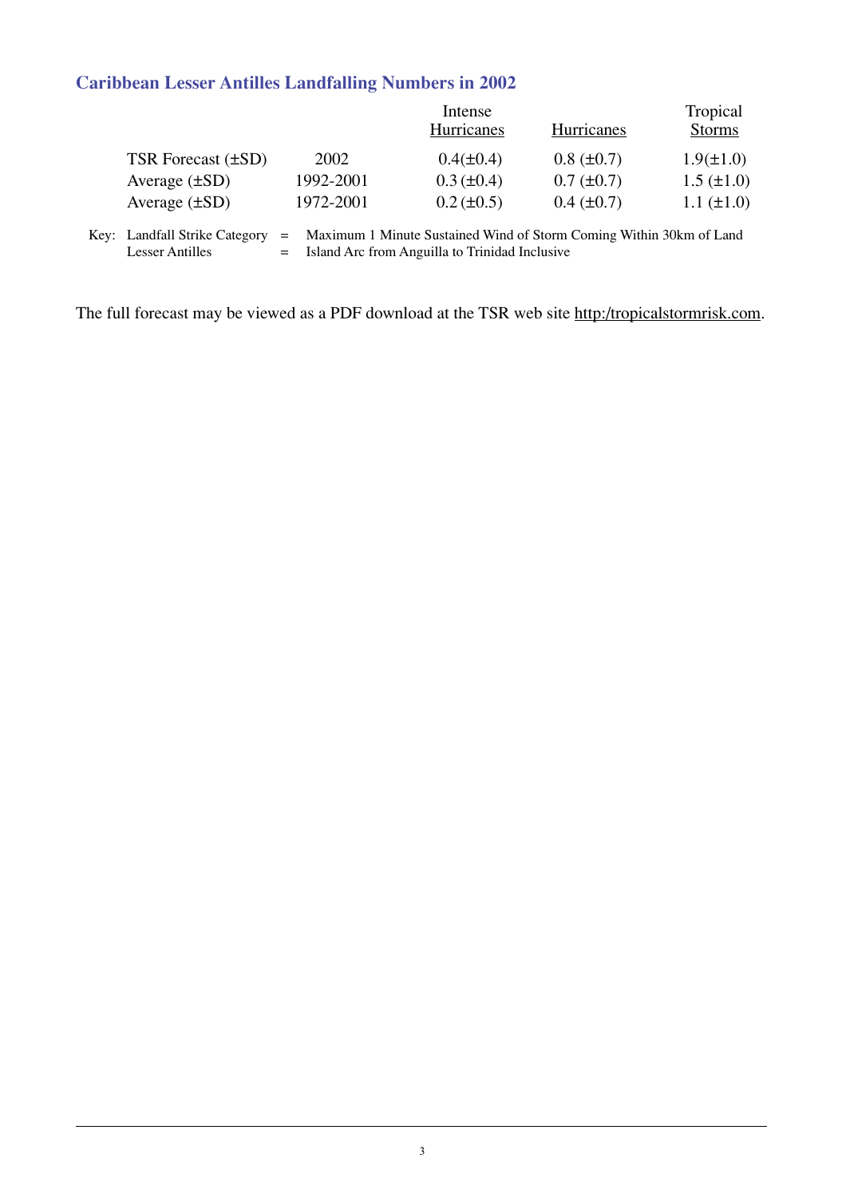## Caribbean Lesser Antilles Landfalling Numbers in 2002

| | | Intense Hurricanes | Hurricanes | Tropical Storms |
|---|---|---|---|---|
| TSR Forecast (±SD) | 2002 | 0.4(±0.4) | 0.8 (±0.7) | 1.9(±1.0) |
| Average (±SD) | 1992-2001 | 0.3 (±0.4) | 0.7 (±0.7) | 1.5 (±1.0) |
| Average (±SD) | 1972-2001 | 0.2 (±0.5) | 0.4 (±0.7) | 1.1 (±1.0) |

Key: Landfall Strike Category = Maximum 1 Minute Sustained Wind of Storm Coming Within 30km of Land
Lesser Antilles = Island Arc from Anguilla to Trinidad Inclusive

The full forecast may be viewed as a PDF download at the TSR web site http:/tropicalstormrisk.com.